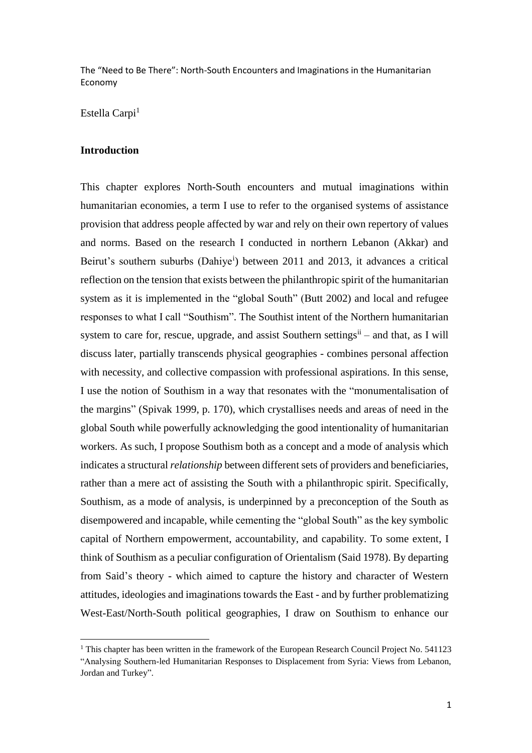The "Need to Be There": North-South Encounters and Imaginations in the Humanitarian Economy

Estella Carpi[1]

## Introduction

This chapter explores North-South encounters and mutual imaginations within humanitarian economies, a term I use to refer to the organised systems of assistance provision that address people affected by war and rely on their own repertory of values and norms. Based on the research I conducted in northern Lebanon (Akkar) and Beirut's southern suburbs (Dahiye[i]) between 2011 and 2013, it advances a critical reflection on the tension that exists between the philanthropic spirit of the humanitarian system as it is implemented in the "global South" (Butt 2002) and local and refugee responses to what I call "Southism". The Southist intent of the Northern humanitarian system to care for, rescue, upgrade, and assist Southern settings[ii] – and that, as I will discuss later, partially transcends physical geographies - combines personal affection with necessity, and collective compassion with professional aspirations. In this sense, I use the notion of Southism in a way that resonates with the "monumentalisation of the margins" (Spivak 1999, p. 170), which crystallises needs and areas of need in the global South while powerfully acknowledging the good intentionality of humanitarian workers. As such, I propose Southism both as a concept and a mode of analysis which indicates a structural *relationship* between different sets of providers and beneficiaries, rather than a mere act of assisting the South with a philanthropic spirit. Specifically, Southism, as a mode of analysis, is underpinned by a preconception of the South as disempowered and incapable, while cementing the "global South" as the key symbolic capital of Northern empowerment, accountability, and capability. To some extent, I think of Southism as a peculiar configuration of Orientalism (Said 1978). By departing from Said's theory - which aimed to capture the history and character of Western attitudes, ideologies and imaginations towards the East - and by further problematizing West-East/North-South political geographies, I draw on Southism to enhance our

[1] This chapter has been written in the framework of the European Research Council Project No. 541123 "Analysing Southern-led Humanitarian Responses to Displacement from Syria: Views from Lebanon, Jordan and Turkey".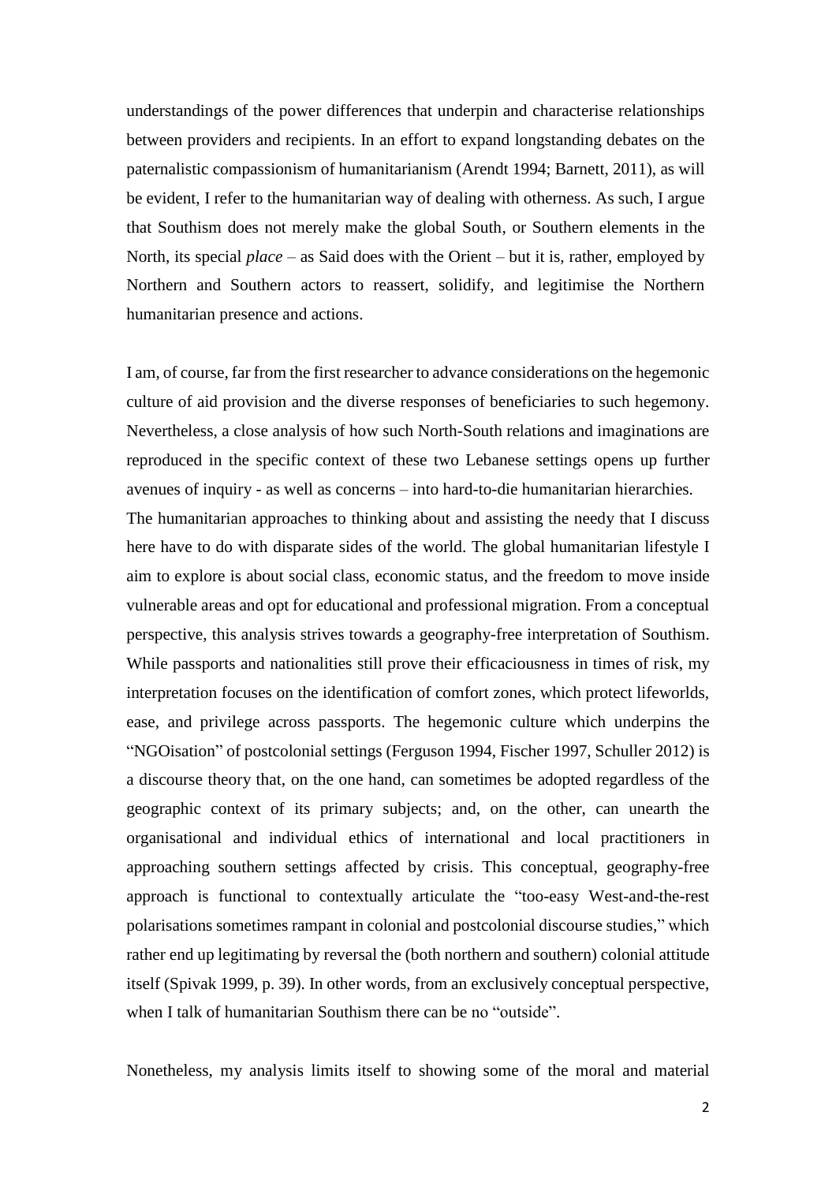understandings of the power differences that underpin and characterise relationships between providers and recipients. In an effort to expand longstanding debates on the paternalistic compassionism of humanitarianism (Arendt 1994; Barnett, 2011), as will be evident, I refer to the humanitarian way of dealing with otherness. As such, I argue that Southism does not merely make the global South, or Southern elements in the North, its special *place* – as Said does with the Orient – but it is, rather, employed by Northern and Southern actors to reassert, solidify, and legitimise the Northern humanitarian presence and actions.

I am, of course, far from the first researcher to advance considerations on the hegemonic culture of aid provision and the diverse responses of beneficiaries to such hegemony. Nevertheless, a close analysis of how such North-South relations and imaginations are reproduced in the specific context of these two Lebanese settings opens up further avenues of inquiry - as well as concerns – into hard-to-die humanitarian hierarchies.
The humanitarian approaches to thinking about and assisting the needy that I discuss here have to do with disparate sides of the world. The global humanitarian lifestyle I aim to explore is about social class, economic status, and the freedom to move inside vulnerable areas and opt for educational and professional migration. From a conceptual perspective, this analysis strives towards a geography-free interpretation of Southism. While passports and nationalities still prove their efficaciousness in times of risk, my interpretation focuses on the identification of comfort zones, which protect lifeworlds, ease, and privilege across passports. The hegemonic culture which underpins the "NGOisation" of postcolonial settings (Ferguson 1994, Fischer 1997, Schuller 2012) is a discourse theory that, on the one hand, can sometimes be adopted regardless of the geographic context of its primary subjects; and, on the other, can unearth the organisational and individual ethics of international and local practitioners in approaching southern settings affected by crisis. This conceptual, geography-free approach is functional to contextually articulate the "too-easy West-and-the-rest polarisations sometimes rampant in colonial and postcolonial discourse studies," which rather end up legitimating by reversal the (both northern and southern) colonial attitude itself (Spivak 1999, p. 39). In other words, from an exclusively conceptual perspective, when I talk of humanitarian Southism there can be no "outside".

Nonetheless, my analysis limits itself to showing some of the moral and material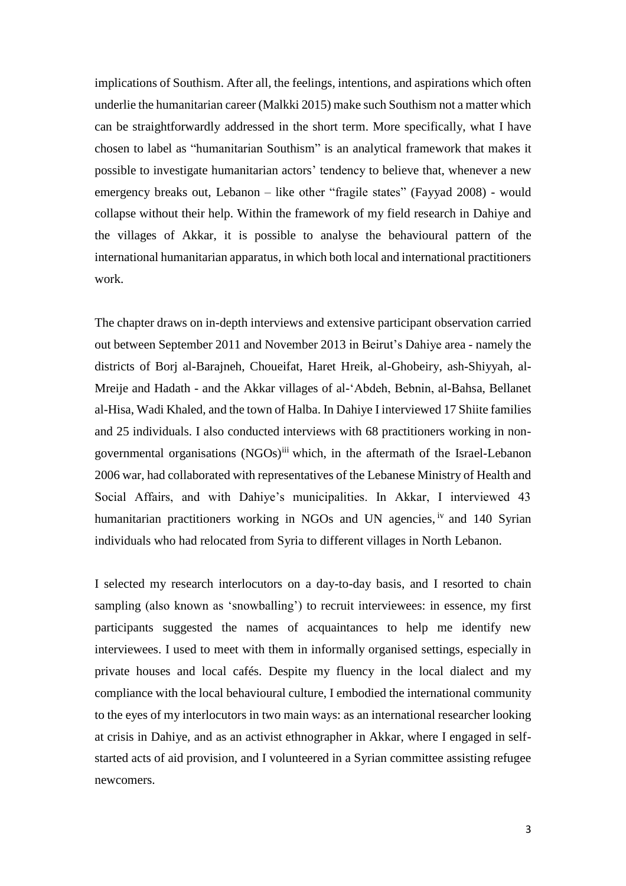implications of Southism. After all, the feelings, intentions, and aspirations which often underlie the humanitarian career (Malkki 2015) make such Southism not a matter which can be straightforwardly addressed in the short term. More specifically, what I have chosen to label as "humanitarian Southism" is an analytical framework that makes it possible to investigate humanitarian actors' tendency to believe that, whenever a new emergency breaks out, Lebanon – like other "fragile states" (Fayyad 2008) - would collapse without their help. Within the framework of my field research in Dahiye and the villages of Akkar, it is possible to analyse the behavioural pattern of the international humanitarian apparatus, in which both local and international practitioners work.

The chapter draws on in-depth interviews and extensive participant observation carried out between September 2011 and November 2013 in Beirut's Dahiye area - namely the districts of Borj al-Barajneh, Choueifat, Haret Hreik, al-Ghobeiry, ash-Shiyyah, al-Mreije and Hadath - and the Akkar villages of al-'Abdeh, Bebnin, al-Bahsa, Bellanet al-Hisa, Wadi Khaled, and the town of Halba. In Dahiye I interviewed 17 Shiite families and 25 individuals. I also conducted interviews with 68 practitioners working in non-governmental organisations (NGOs)[iii] which, in the aftermath of the Israel-Lebanon 2006 war, had collaborated with representatives of the Lebanese Ministry of Health and Social Affairs, and with Dahiye's municipalities. In Akkar, I interviewed 43 humanitarian practitioners working in NGOs and UN agencies,[iv] and 140 Syrian individuals who had relocated from Syria to different villages in North Lebanon.

I selected my research interlocutors on a day-to-day basis, and I resorted to chain sampling (also known as 'snowballing') to recruit interviewees: in essence, my first participants suggested the names of acquaintances to help me identify new interviewees. I used to meet with them in informally organised settings, especially in private houses and local cafés. Despite my fluency in the local dialect and my compliance with the local behavioural culture, I embodied the international community to the eyes of my interlocutors in two main ways: as an international researcher looking at crisis in Dahiye, and as an activist ethnographer in Akkar, where I engaged in self-started acts of aid provision, and I volunteered in a Syrian committee assisting refugee newcomers.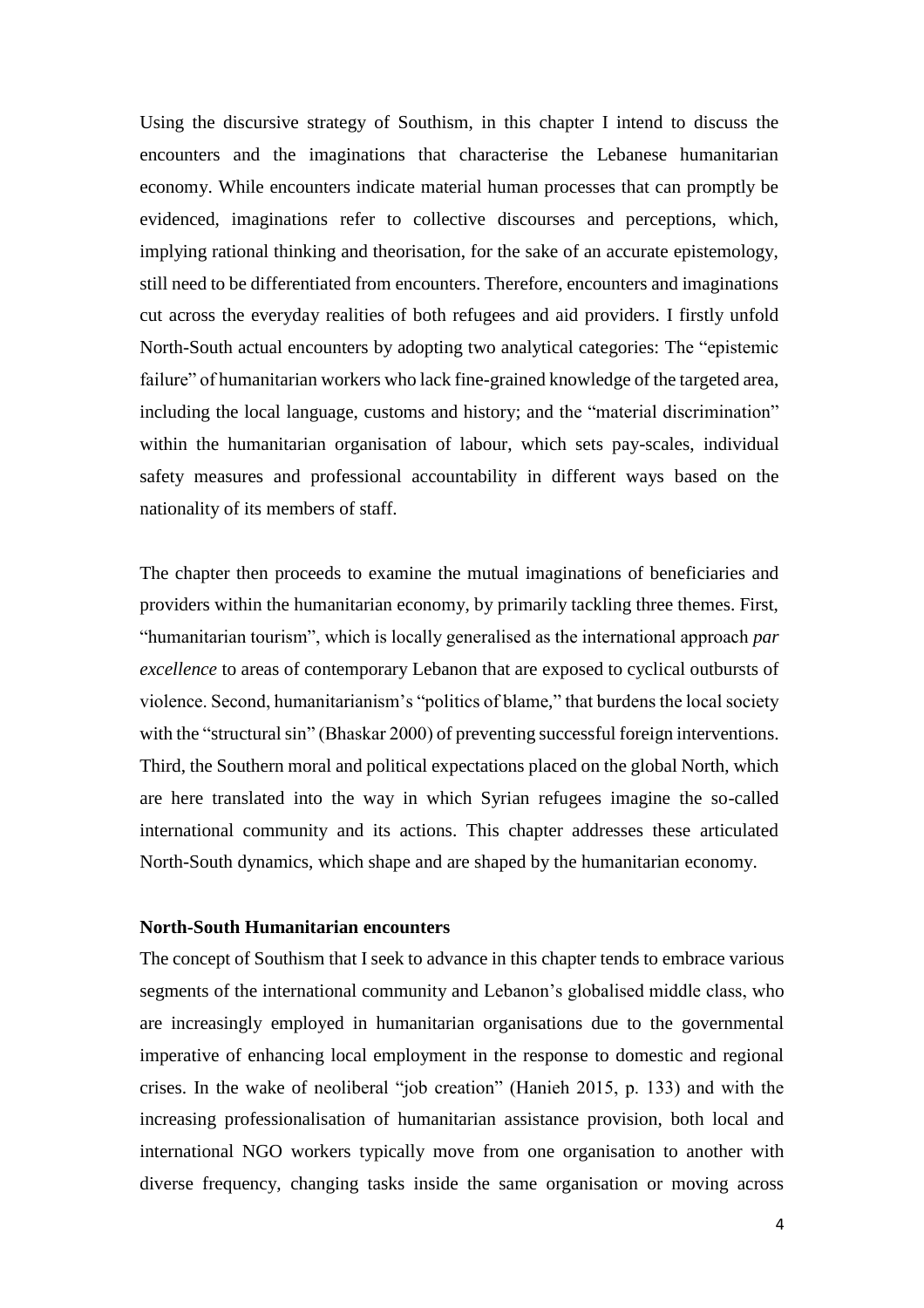Using the discursive strategy of Southism, in this chapter I intend to discuss the encounters and the imaginations that characterise the Lebanese humanitarian economy. While encounters indicate material human processes that can promptly be evidenced, imaginations refer to collective discourses and perceptions, which, implying rational thinking and theorisation, for the sake of an accurate epistemology, still need to be differentiated from encounters. Therefore, encounters and imaginations cut across the everyday realities of both refugees and aid providers. I firstly unfold North-South actual encounters by adopting two analytical categories: The "epistemic failure" of humanitarian workers who lack fine-grained knowledge of the targeted area, including the local language, customs and history; and the "material discrimination" within the humanitarian organisation of labour, which sets pay-scales, individual safety measures and professional accountability in different ways based on the nationality of its members of staff.

The chapter then proceeds to examine the mutual imaginations of beneficiaries and providers within the humanitarian economy, by primarily tackling three themes. First, "humanitarian tourism", which is locally generalised as the international approach *par excellence* to areas of contemporary Lebanon that are exposed to cyclical outbursts of violence. Second, humanitarianism's "politics of blame," that burdens the local society with the "structural sin" (Bhaskar 2000) of preventing successful foreign interventions. Third, the Southern moral and political expectations placed on the global North, which are here translated into the way in which Syrian refugees imagine the so-called international community and its actions. This chapter addresses these articulated North-South dynamics, which shape and are shaped by the humanitarian economy.

**North-South Humanitarian encounters**

The concept of Southism that I seek to advance in this chapter tends to embrace various segments of the international community and Lebanon's globalised middle class, who are increasingly employed in humanitarian organisations due to the governmental imperative of enhancing local employment in the response to domestic and regional crises. In the wake of neoliberal "job creation" (Hanieh 2015, p. 133) and with the increasing professionalisation of humanitarian assistance provision, both local and international NGO workers typically move from one organisation to another with diverse frequency, changing tasks inside the same organisation or moving across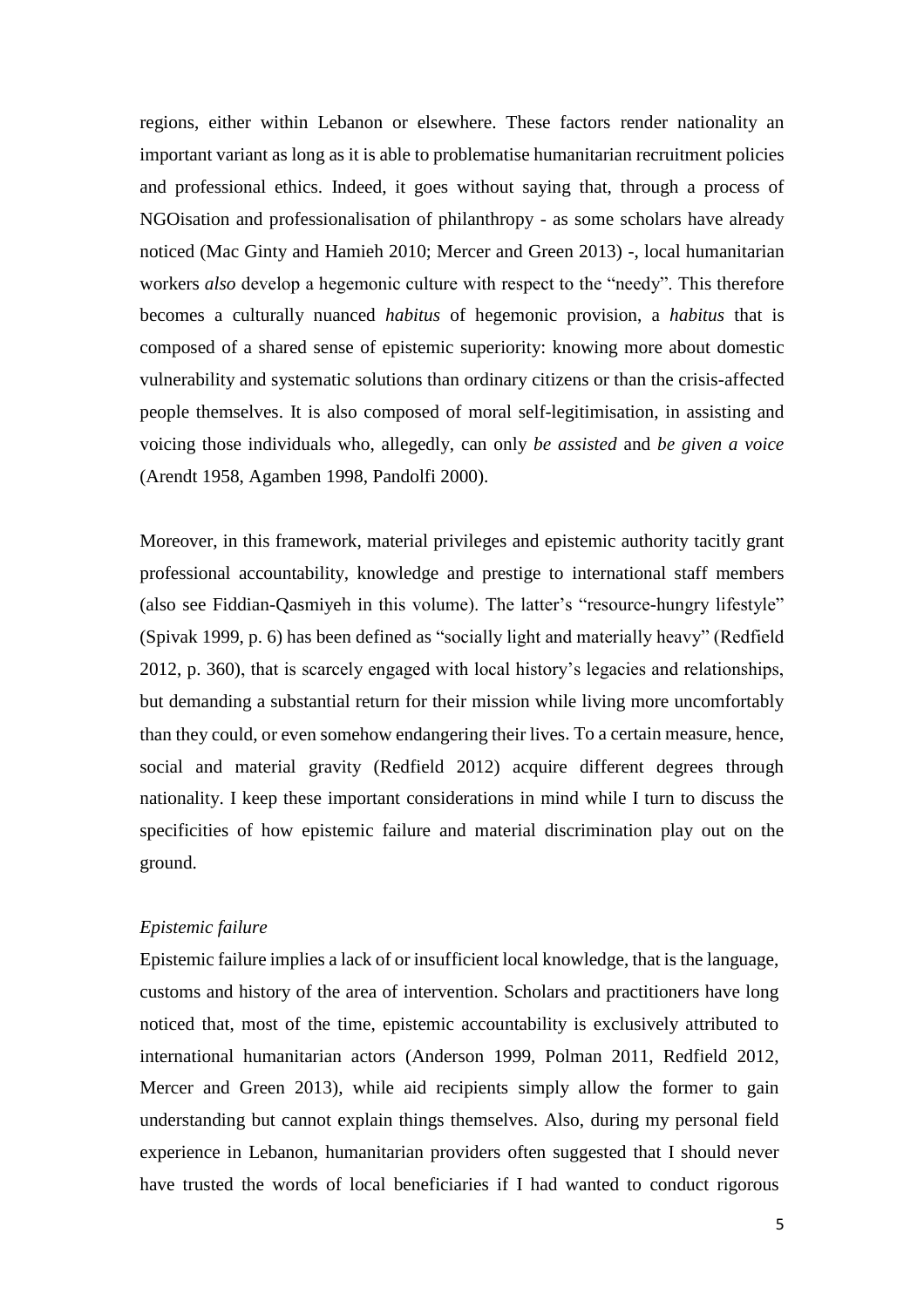regions, either within Lebanon or elsewhere. These factors render nationality an important variant as long as it is able to problematise humanitarian recruitment policies and professional ethics. Indeed, it goes without saying that, through a process of NGOisation and professionalisation of philanthropy - as some scholars have already noticed (Mac Ginty and Hamieh 2010; Mercer and Green 2013) -, local humanitarian workers *also* develop a hegemonic culture with respect to the "needy". This therefore becomes a culturally nuanced *habitus* of hegemonic provision, a *habitus* that is composed of a shared sense of epistemic superiority: knowing more about domestic vulnerability and systematic solutions than ordinary citizens or than the crisis-affected people themselves. It is also composed of moral self-legitimisation, in assisting and voicing those individuals who, allegedly, can only *be assisted* and *be given a voice* (Arendt 1958, Agamben 1998, Pandolfi 2000).

Moreover, in this framework, material privileges and epistemic authority tacitly grant professional accountability, knowledge and prestige to international staff members (also see Fiddian-Qasmiyeh in this volume). The latter's "resource-hungry lifestyle" (Spivak 1999, p. 6) has been defined as "socially light and materially heavy" (Redfield 2012, p. 360), that is scarcely engaged with local history's legacies and relationships, but demanding a substantial return for their mission while living more uncomfortably than they could, or even somehow endangering their lives. To a certain measure, hence, social and material gravity (Redfield 2012) acquire different degrees through nationality. I keep these important considerations in mind while I turn to discuss the specificities of how epistemic failure and material discrimination play out on the ground.

### *Epistemic failure*

Epistemic failure implies a lack of or insufficient local knowledge, that is the language, customs and history of the area of intervention. Scholars and practitioners have long noticed that, most of the time, epistemic accountability is exclusively attributed to international humanitarian actors (Anderson 1999, Polman 2011, Redfield 2012, Mercer and Green 2013), while aid recipients simply allow the former to gain understanding but cannot explain things themselves. Also, during my personal field experience in Lebanon, humanitarian providers often suggested that I should never have trusted the words of local beneficiaries if I had wanted to conduct rigorous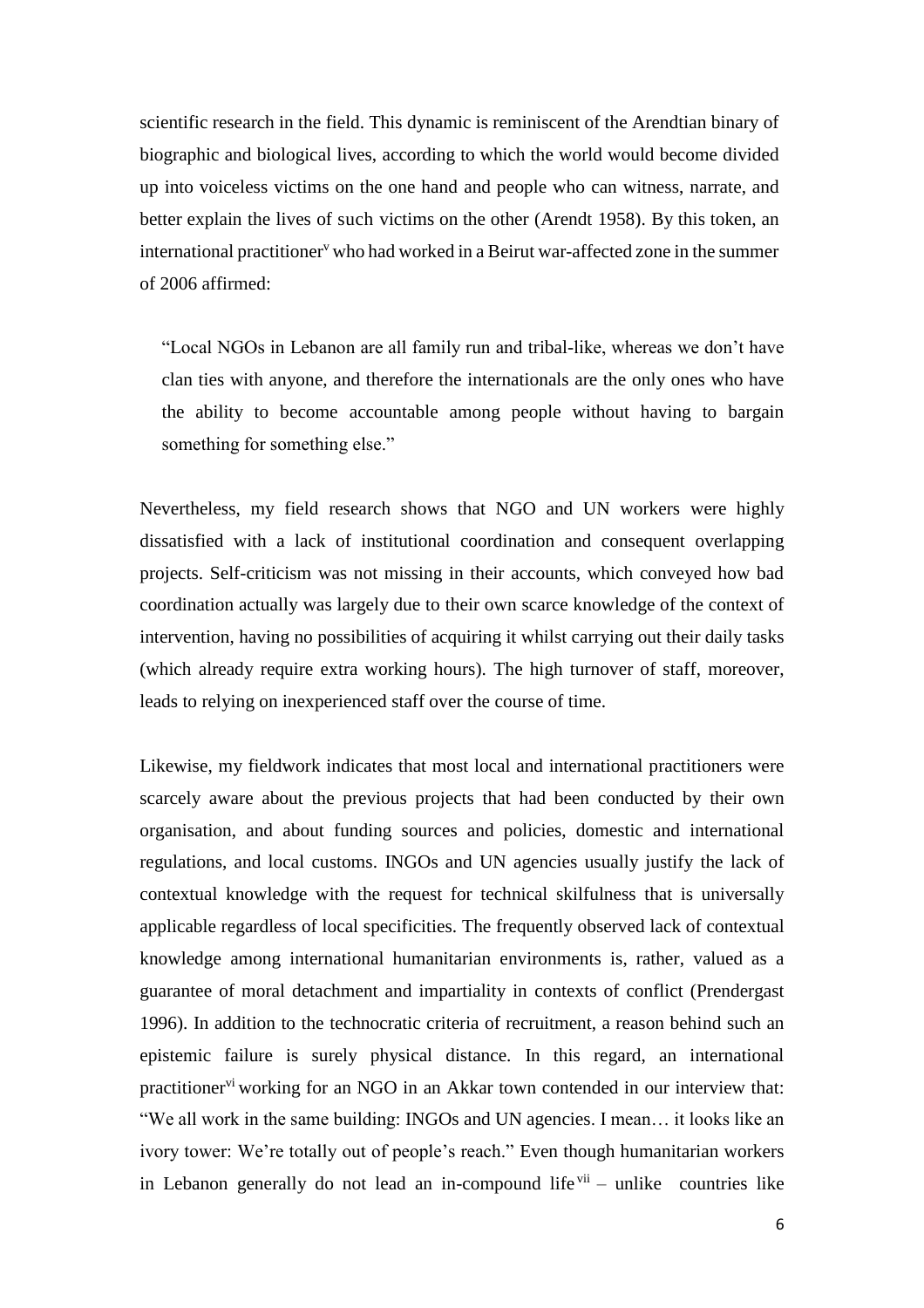scientific research in the field. This dynamic is reminiscent of the Arendtian binary of biographic and biological lives, according to which the world would become divided up into voiceless victims on the one hand and people who can witness, narrate, and better explain the lives of such victims on the other (Arendt 1958). By this token, an international practitioner[v] who had worked in a Beirut war-affected zone in the summer of 2006 affirmed:

> "Local NGOs in Lebanon are all family run and tribal-like, whereas we don't have clan ties with anyone, and therefore the internationals are the only ones who have the ability to become accountable among people without having to bargain something for something else."

Nevertheless, my field research shows that NGO and UN workers were highly dissatisfied with a lack of institutional coordination and consequent overlapping projects. Self-criticism was not missing in their accounts, which conveyed how bad coordination actually was largely due to their own scarce knowledge of the context of intervention, having no possibilities of acquiring it whilst carrying out their daily tasks (which already require extra working hours). The high turnover of staff, moreover, leads to relying on inexperienced staff over the course of time.

Likewise, my fieldwork indicates that most local and international practitioners were scarcely aware about the previous projects that had been conducted by their own organisation, and about funding sources and policies, domestic and international regulations, and local customs. INGOs and UN agencies usually justify the lack of contextual knowledge with the request for technical skilfulness that is universally applicable regardless of local specificities. The frequently observed lack of contextual knowledge among international humanitarian environments is, rather, valued as a guarantee of moral detachment and impartiality in contexts of conflict (Prendergast 1996). In addition to the technocratic criteria of recruitment, a reason behind such an epistemic failure is surely physical distance. In this regard, an international practitioner[vi] working for an NGO in an Akkar town contended in our interview that: "We all work in the same building: INGOs and UN agencies. I mean… it looks like an ivory tower: We're totally out of people's reach." Even though humanitarian workers in Lebanon generally do not lead an in-compound life[vii] – unlike countries like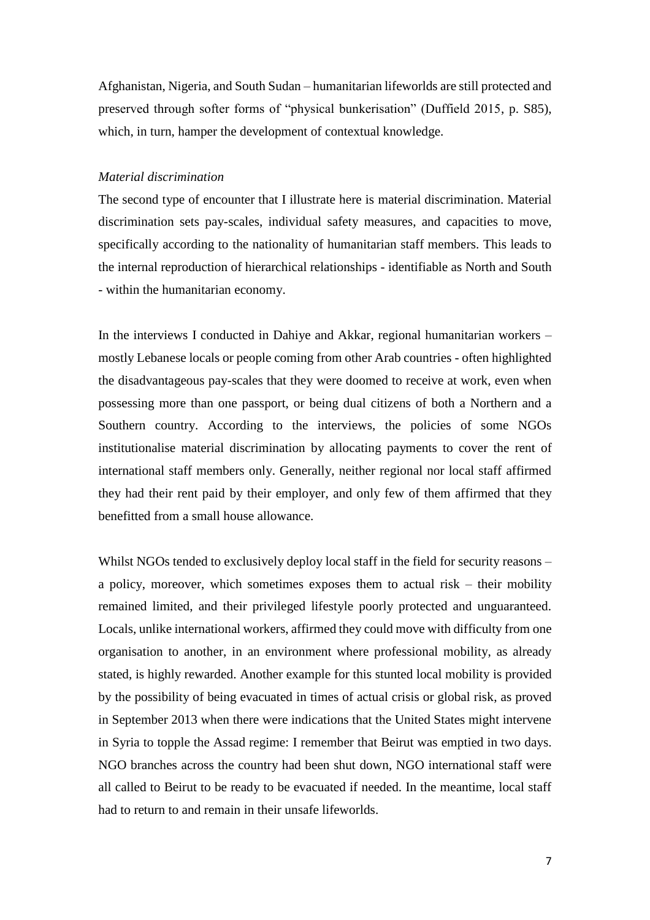Afghanistan, Nigeria, and South Sudan – humanitarian lifeworlds are still protected and preserved through softer forms of "physical bunkerisation" (Duffield 2015, p. S85), which, in turn, hamper the development of contextual knowledge.

*Material discrimination*

The second type of encounter that I illustrate here is material discrimination. Material discrimination sets pay-scales, individual safety measures, and capacities to move, specifically according to the nationality of humanitarian staff members. This leads to the internal reproduction of hierarchical relationships - identifiable as North and South - within the humanitarian economy.

In the interviews I conducted in Dahiye and Akkar, regional humanitarian workers – mostly Lebanese locals or people coming from other Arab countries - often highlighted the disadvantageous pay-scales that they were doomed to receive at work, even when possessing more than one passport, or being dual citizens of both a Northern and a Southern country. According to the interviews, the policies of some NGOs institutionalise material discrimination by allocating payments to cover the rent of international staff members only. Generally, neither regional nor local staff affirmed they had their rent paid by their employer, and only few of them affirmed that they benefitted from a small house allowance.

Whilst NGOs tended to exclusively deploy local staff in the field for security reasons – a policy, moreover, which sometimes exposes them to actual risk – their mobility remained limited, and their privileged lifestyle poorly protected and unguaranteed. Locals, unlike international workers, affirmed they could move with difficulty from one organisation to another, in an environment where professional mobility, as already stated, is highly rewarded. Another example for this stunted local mobility is provided by the possibility of being evacuated in times of actual crisis or global risk, as proved in September 2013 when there were indications that the United States might intervene in Syria to topple the Assad regime: I remember that Beirut was emptied in two days. NGO branches across the country had been shut down, NGO international staff were all called to Beirut to be ready to be evacuated if needed. In the meantime, local staff had to return to and remain in their unsafe lifeworlds.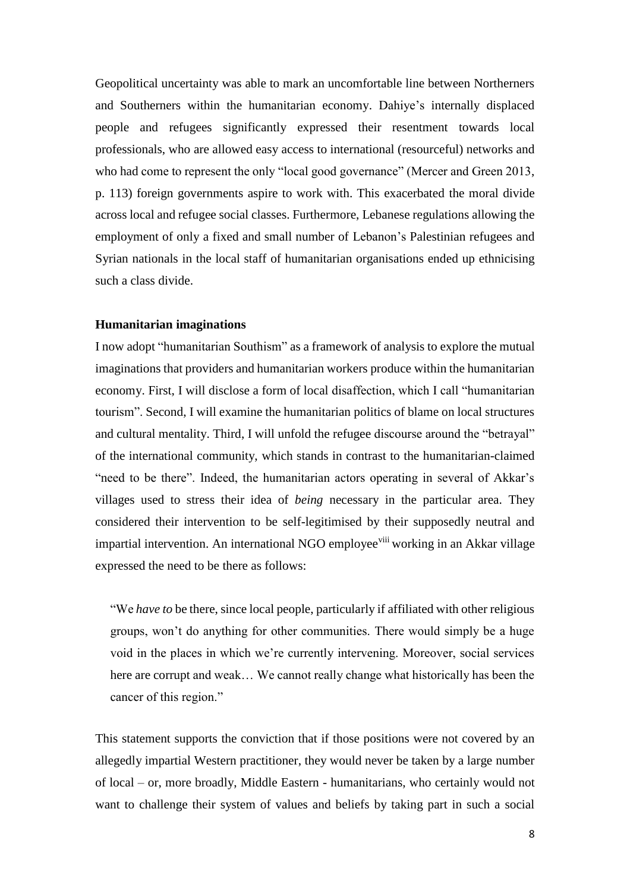Geopolitical uncertainty was able to mark an uncomfortable line between Northerners and Southerners within the humanitarian economy. Dahiye's internally displaced people and refugees significantly expressed their resentment towards local professionals, who are allowed easy access to international (resourceful) networks and who had come to represent the only "local good governance" (Mercer and Green 2013, p. 113) foreign governments aspire to work with. This exacerbated the moral divide across local and refugee social classes. Furthermore, Lebanese regulations allowing the employment of only a fixed and small number of Lebanon's Palestinian refugees and Syrian nationals in the local staff of humanitarian organisations ended up ethnicising such a class divide.

**Humanitarian imaginations**

I now adopt "humanitarian Southism" as a framework of analysis to explore the mutual imaginations that providers and humanitarian workers produce within the humanitarian economy. First, I will disclose a form of local disaffection, which I call "humanitarian tourism". Second, I will examine the humanitarian politics of blame on local structures and cultural mentality. Third, I will unfold the refugee discourse around the "betrayal" of the international community, which stands in contrast to the humanitarian-claimed "need to be there". Indeed, the humanitarian actors operating in several of Akkar's villages used to stress their idea of *being* necessary in the particular area. They considered their intervention to be self-legitimised by their supposedly neutral and impartial intervention. An international NGO employee[viii] working in an Akkar village expressed the need to be there as follows:

> "We *have to* be there, since local people, particularly if affiliated with other religious groups, won't do anything for other communities. There would simply be a huge void in the places in which we're currently intervening. Moreover, social services here are corrupt and weak… We cannot really change what historically has been the cancer of this region."

This statement supports the conviction that if those positions were not covered by an allegedly impartial Western practitioner, they would never be taken by a large number of local – or, more broadly, Middle Eastern - humanitarians, who certainly would not want to challenge their system of values and beliefs by taking part in such a social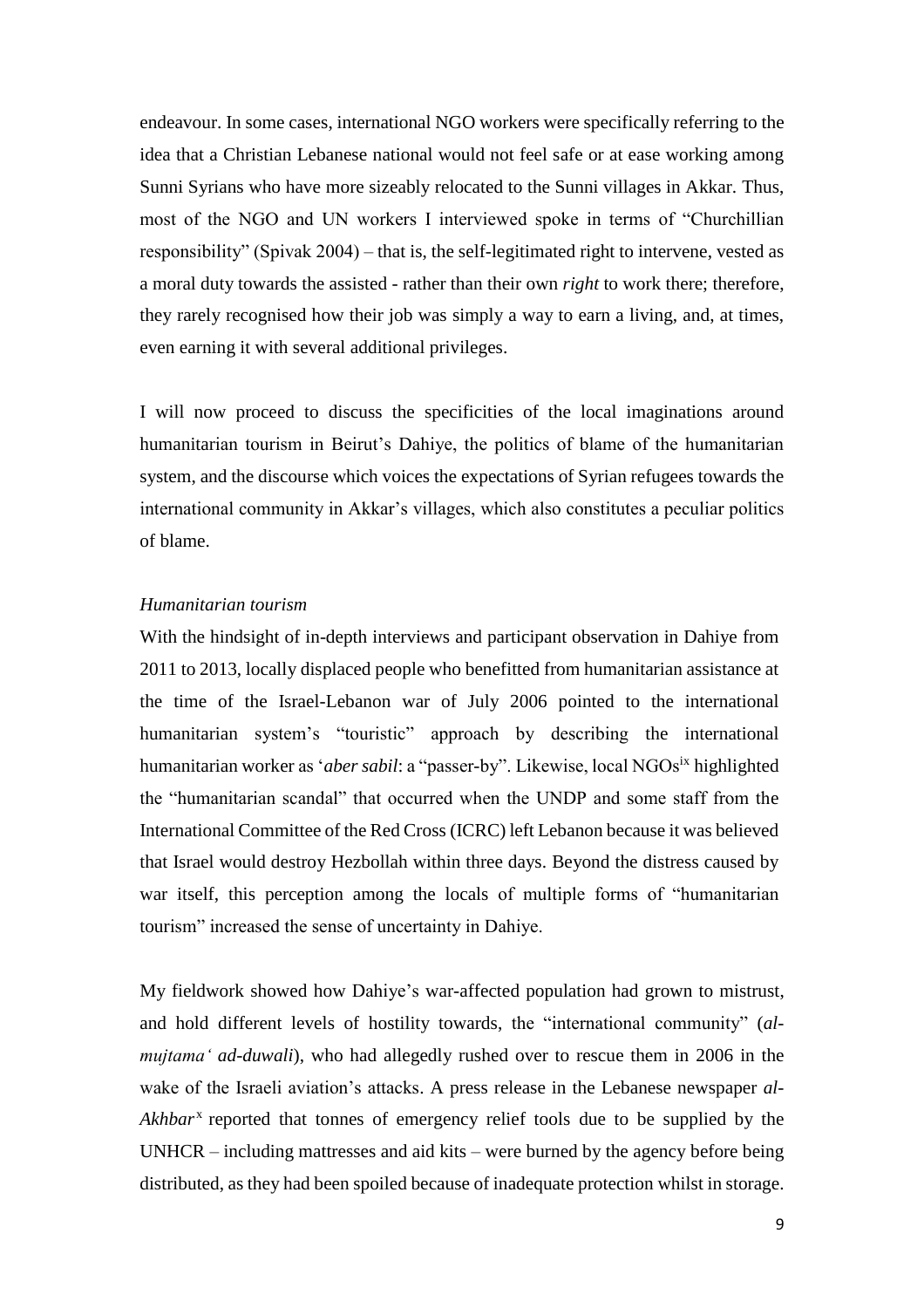endeavour. In some cases, international NGO workers were specifically referring to the idea that a Christian Lebanese national would not feel safe or at ease working among Sunni Syrians who have more sizeably relocated to the Sunni villages in Akkar. Thus, most of the NGO and UN workers I interviewed spoke in terms of "Churchillian responsibility" (Spivak 2004) – that is, the self-legitimated right to intervene, vested as a moral duty towards the assisted - rather than their own *right* to work there; therefore, they rarely recognised how their job was simply a way to earn a living, and, at times, even earning it with several additional privileges.

I will now proceed to discuss the specificities of the local imaginations around humanitarian tourism in Beirut's Dahiye, the politics of blame of the humanitarian system, and the discourse which voices the expectations of Syrian refugees towards the international community in Akkar's villages, which also constitutes a peculiar politics of blame.

*Humanitarian tourism*

With the hindsight of in-depth interviews and participant observation in Dahiye from 2011 to 2013, locally displaced people who benefitted from humanitarian assistance at the time of the Israel-Lebanon war of July 2006 pointed to the international humanitarian system's "touristic" approach by describing the international humanitarian worker as '*aber sabil*: a "passer-by". Likewise, local NGOs[ix] highlighted the "humanitarian scandal" that occurred when the UNDP and some staff from the International Committee of the Red Cross (ICRC) left Lebanon because it was believed that Israel would destroy Hezbollah within three days. Beyond the distress caused by war itself, this perception among the locals of multiple forms of "humanitarian tourism" increased the sense of uncertainty in Dahiye.

My fieldwork showed how Dahiye's war-affected population had grown to mistrust, and hold different levels of hostility towards, the "international community" (*al-mujtama' ad-duwali*), who had allegedly rushed over to rescue them in 2006 in the wake of the Israeli aviation's attacks. A press release in the Lebanese newspaper *al-Akhbar*[x] reported that tonnes of emergency relief tools due to be supplied by the UNHCR – including mattresses and aid kits – were burned by the agency before being distributed, as they had been spoiled because of inadequate protection whilst in storage.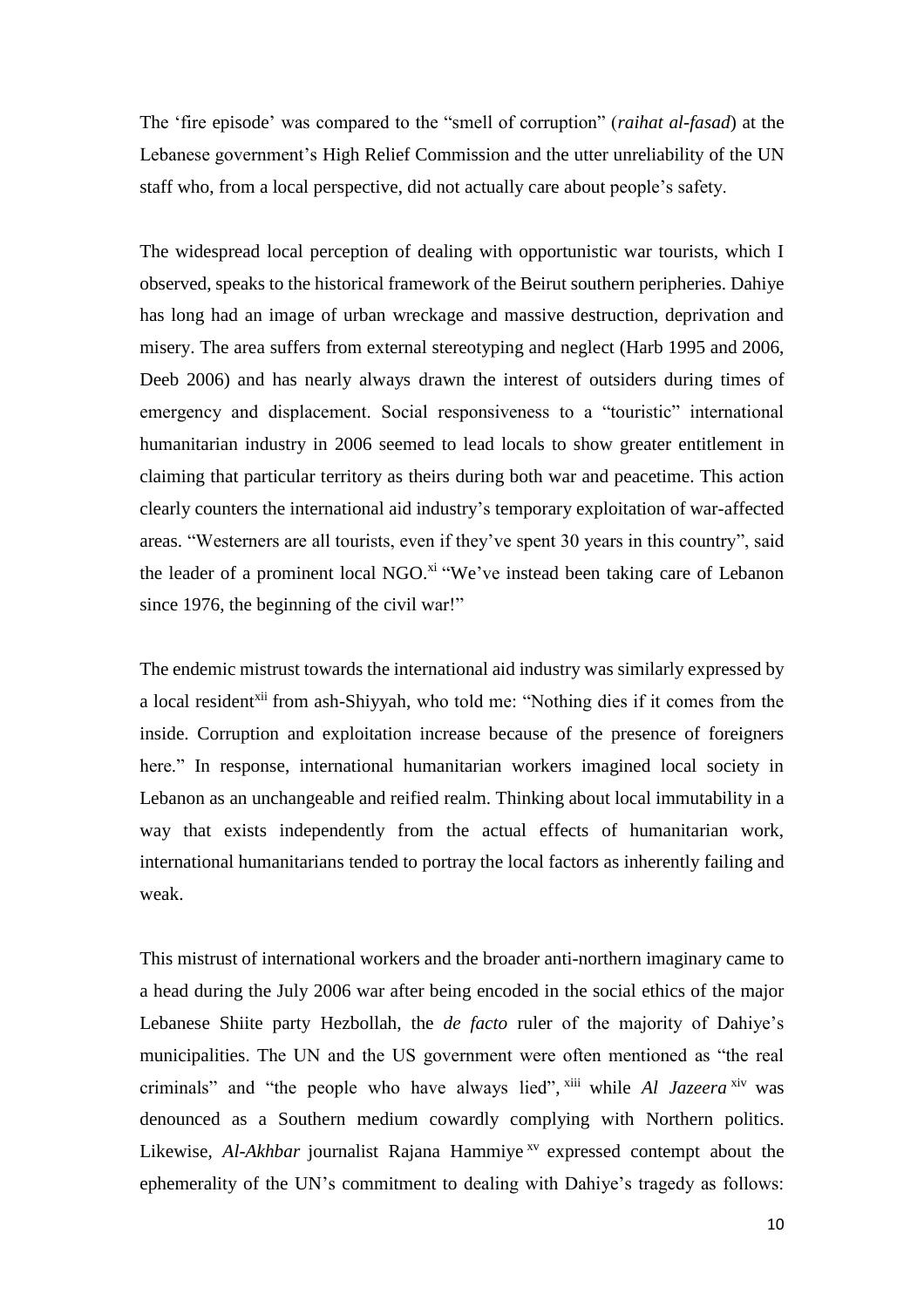The 'fire episode' was compared to the "smell of corruption" (*raihat al-fasad*) at the Lebanese government's High Relief Commission and the utter unreliability of the UN staff who, from a local perspective, did not actually care about people's safety.

The widespread local perception of dealing with opportunistic war tourists, which I observed, speaks to the historical framework of the Beirut southern peripheries. Dahiye has long had an image of urban wreckage and massive destruction, deprivation and misery. The area suffers from external stereotyping and neglect (Harb 1995 and 2006, Deeb 2006) and has nearly always drawn the interest of outsiders during times of emergency and displacement. Social responsiveness to a "touristic" international humanitarian industry in 2006 seemed to lead locals to show greater entitlement in claiming that particular territory as theirs during both war and peacetime. This action clearly counters the international aid industry's temporary exploitation of war-affected areas. "Westerners are all tourists, even if they've spent 30 years in this country", said the leader of a prominent local NGO.[xi] "We've instead been taking care of Lebanon since 1976, the beginning of the civil war!"

The endemic mistrust towards the international aid industry was similarly expressed by a local resident[xii] from ash-Shiyyah, who told me: "Nothing dies if it comes from the inside. Corruption and exploitation increase because of the presence of foreigners here." In response, international humanitarian workers imagined local society in Lebanon as an unchangeable and reified realm. Thinking about local immutability in a way that exists independently from the actual effects of humanitarian work, international humanitarians tended to portray the local factors as inherently failing and weak.

This mistrust of international workers and the broader anti-northern imaginary came to a head during the July 2006 war after being encoded in the social ethics of the major Lebanese Shiite party Hezbollah, the *de facto* ruler of the majority of Dahiye's municipalities. The UN and the US government were often mentioned as "the real criminals" and "the people who have always lied",[xiii] while *Al Jazeera*[xiv] was denounced as a Southern medium cowardly complying with Northern politics. Likewise, *Al-Akhbar* journalist Rajana Hammiye[xv] expressed contempt about the ephemerality of the UN's commitment to dealing with Dahiye's tragedy as follows: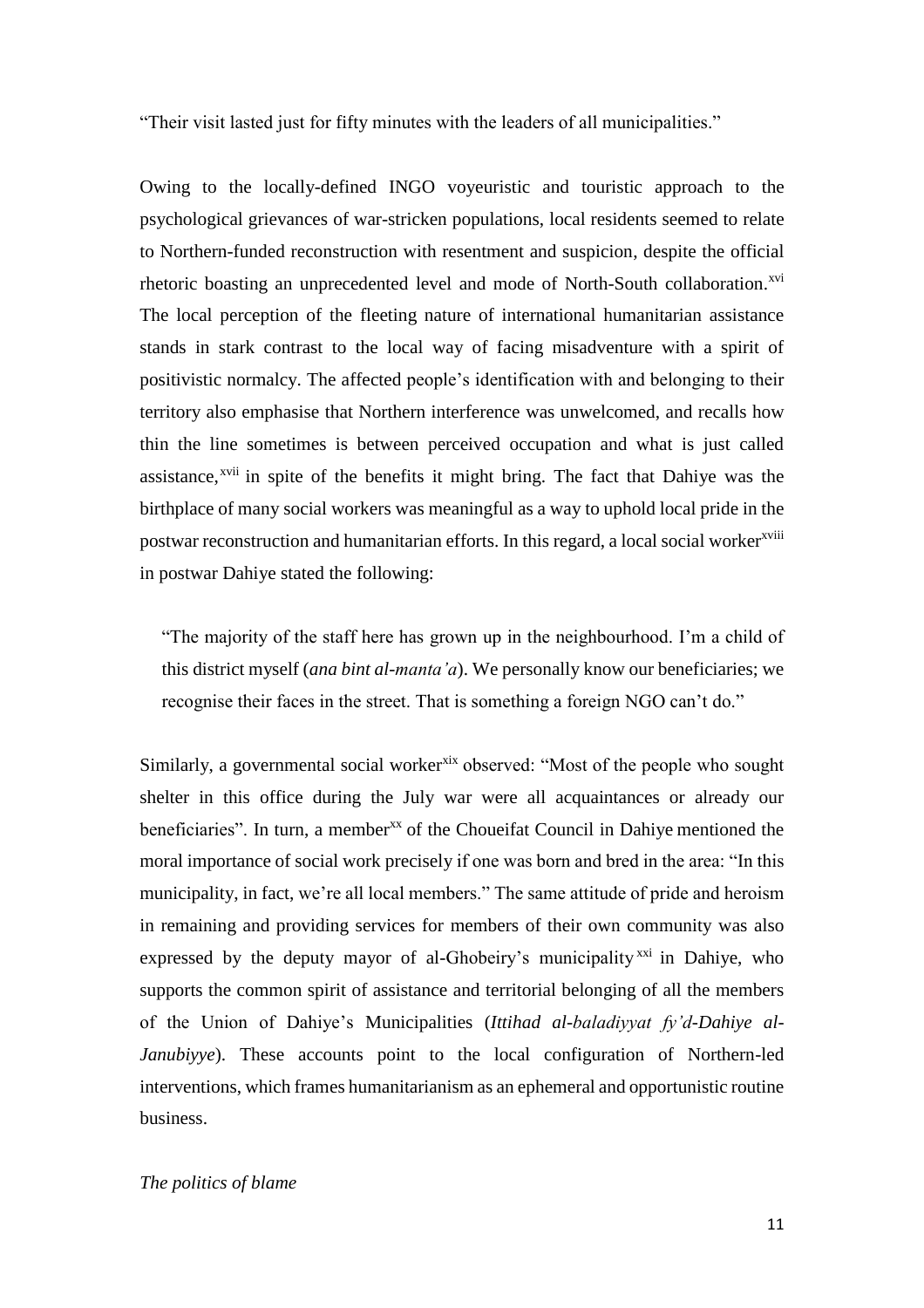“Their visit lasted just for fifty minutes with the leaders of all municipalities.”

Owing to the locally-defined INGO voyeuristic and touristic approach to the psychological grievances of war-stricken populations, local residents seemed to relate to Northern-funded reconstruction with resentment and suspicion, despite the official rhetoric boasting an unprecedented level and mode of North-South collaboration.[xvi] The local perception of the fleeting nature of international humanitarian assistance stands in stark contrast to the local way of facing misadventure with a spirit of positivistic normalcy. The affected people’s identification with and belonging to their territory also emphasise that Northern interference was unwelcomed, and recalls how thin the line sometimes is between perceived occupation and what is just called assistance,[xvii] in spite of the benefits it might bring. The fact that Dahiye was the birthplace of many social workers was meaningful as a way to uphold local pride in the postwar reconstruction and humanitarian efforts. In this regard, a local social worker[xviii] in postwar Dahiye stated the following:

> “The majority of the staff here has grown up in the neighbourhood. I’m a child of this district myself (*ana bint al-manta’a*). We personally know our beneficiaries; we recognise their faces in the street. That is something a foreign NGO can’t do.”

Similarly, a governmental social worker[xix] observed: “Most of the people who sought shelter in this office during the July war were all acquaintances or already our beneficiaries”. In turn, a member[xx] of the Choueifat Council in Dahiye mentioned the moral importance of social work precisely if one was born and bred in the area: “In this municipality, in fact, we’re all local members.” The same attitude of pride and heroism in remaining and providing services for members of their own community was also expressed by the deputy mayor of al-Ghobeiry’s municipality[xxi] in Dahiye, who supports the common spirit of assistance and territorial belonging of all the members of the Union of Dahiye’s Municipalities (*Ittihad al-baladiyyat fy’d-Dahiye al-Janubiyye*). These accounts point to the local configuration of Northern-led interventions, which frames humanitarianism as an ephemeral and opportunistic routine business.

*The politics of blame*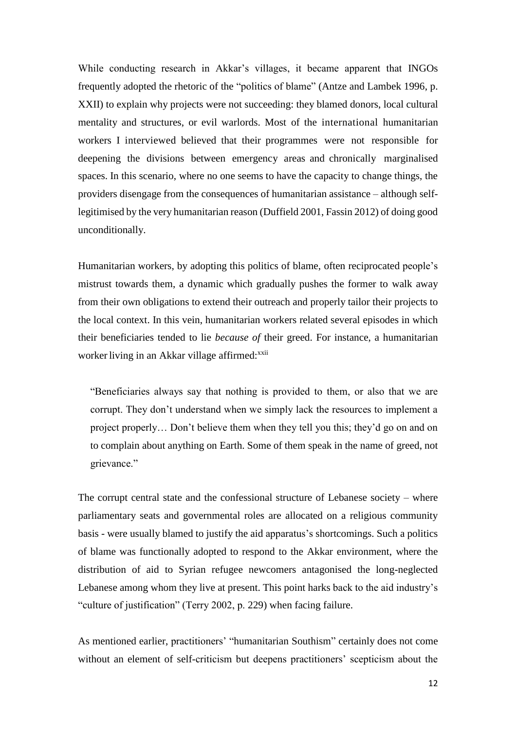While conducting research in Akkar's villages, it became apparent that INGOs frequently adopted the rhetoric of the "politics of blame" (Antze and Lambek 1996, p. XXII) to explain why projects were not succeeding: they blamed donors, local cultural mentality and structures, or evil warlords. Most of the international humanitarian workers I interviewed believed that their programmes were not responsible for deepening the divisions between emergency areas and chronically marginalised spaces. In this scenario, where no one seems to have the capacity to change things, the providers disengage from the consequences of humanitarian assistance – although self-legitimised by the very humanitarian reason (Duffield 2001, Fassin 2012) of doing good unconditionally.

Humanitarian workers, by adopting this politics of blame, often reciprocated people's mistrust towards them, a dynamic which gradually pushes the former to walk away from their own obligations to extend their outreach and properly tailor their projects to the local context. In this vein, humanitarian workers related several episodes in which their beneficiaries tended to lie *because of* their greed. For instance, a humanitarian worker living in an Akkar village affirmed:[xxii]

> "Beneficiaries always say that nothing is provided to them, or also that we are corrupt. They don't understand when we simply lack the resources to implement a project properly… Don't believe them when they tell you this; they'd go on and on to complain about anything on Earth. Some of them speak in the name of greed, not grievance."

The corrupt central state and the confessional structure of Lebanese society – where parliamentary seats and governmental roles are allocated on a religious community basis - were usually blamed to justify the aid apparatus's shortcomings. Such a politics of blame was functionally adopted to respond to the Akkar environment, where the distribution of aid to Syrian refugee newcomers antagonised the long-neglected Lebanese among whom they live at present. This point harks back to the aid industry's "culture of justification" (Terry 2002, p. 229) when facing failure.

As mentioned earlier, practitioners' "humanitarian Southism" certainly does not come without an element of self-criticism but deepens practitioners' scepticism about the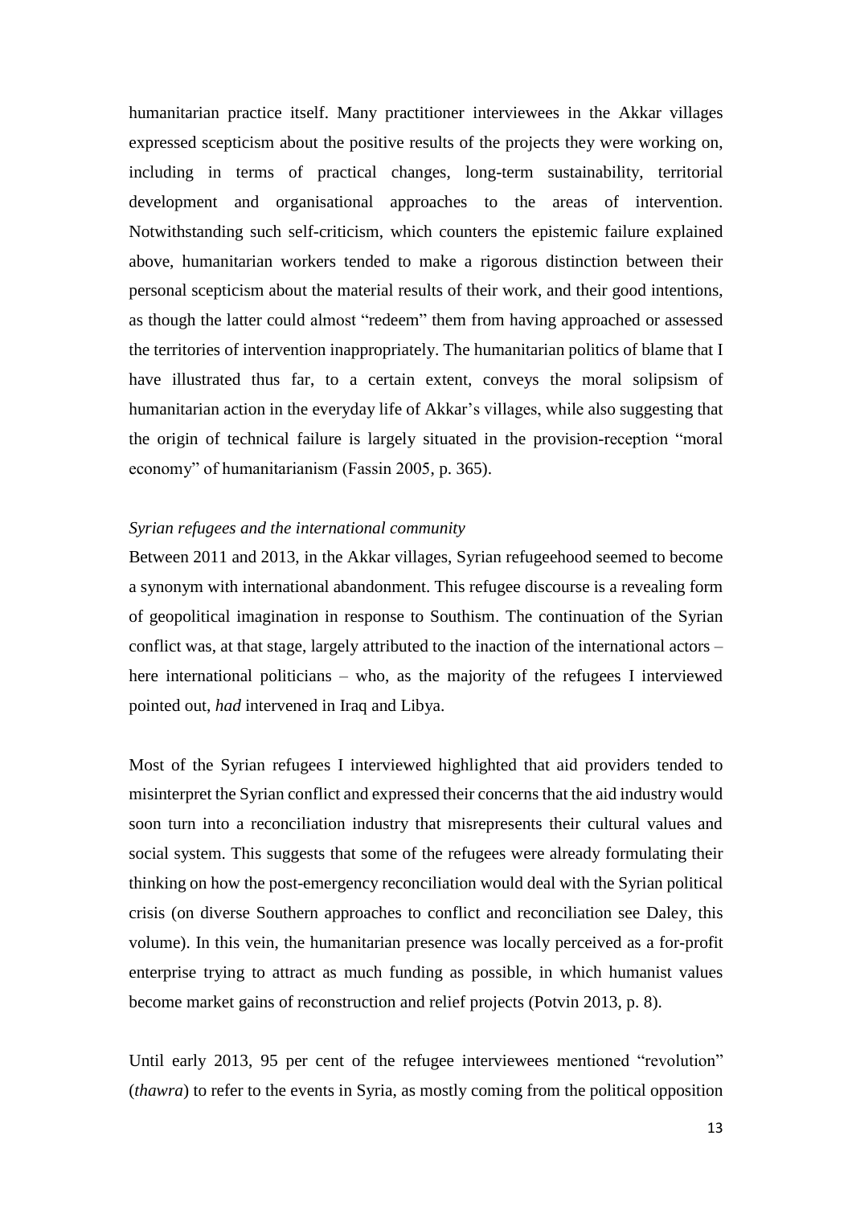humanitarian practice itself. Many practitioner interviewees in the Akkar villages expressed scepticism about the positive results of the projects they were working on, including in terms of practical changes, long-term sustainability, territorial development and organisational approaches to the areas of intervention. Notwithstanding such self-criticism, which counters the epistemic failure explained above, humanitarian workers tended to make a rigorous distinction between their personal scepticism about the material results of their work, and their good intentions, as though the latter could almost "redeem" them from having approached or assessed the territories of intervention inappropriately. The humanitarian politics of blame that I have illustrated thus far, to a certain extent, conveys the moral solipsism of humanitarian action in the everyday life of Akkar's villages, while also suggesting that the origin of technical failure is largely situated in the provision-reception "moral economy" of humanitarianism (Fassin 2005, p. 365).

*Syrian refugees and the international community*

Between 2011 and 2013, in the Akkar villages, Syrian refugeehood seemed to become a synonym with international abandonment. This refugee discourse is a revealing form of geopolitical imagination in response to Southism. The continuation of the Syrian conflict was, at that stage, largely attributed to the inaction of the international actors – here international politicians – who, as the majority of the refugees I interviewed pointed out, *had* intervened in Iraq and Libya.

Most of the Syrian refugees I interviewed highlighted that aid providers tended to misinterpret the Syrian conflict and expressed their concerns that the aid industry would soon turn into a reconciliation industry that misrepresents their cultural values and social system. This suggests that some of the refugees were already formulating their thinking on how the post-emergency reconciliation would deal with the Syrian political crisis (on diverse Southern approaches to conflict and reconciliation see Daley, this volume). In this vein, the humanitarian presence was locally perceived as a for-profit enterprise trying to attract as much funding as possible, in which humanist values become market gains of reconstruction and relief projects (Potvin 2013, p. 8).

Until early 2013, 95 per cent of the refugee interviewees mentioned "revolution" (*thawra*) to refer to the events in Syria, as mostly coming from the political opposition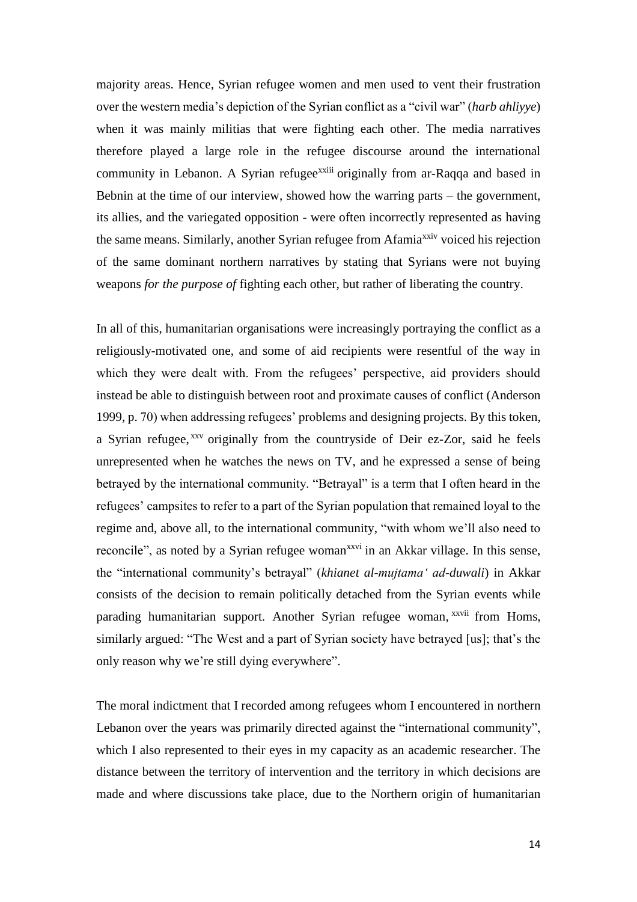majority areas. Hence, Syrian refugee women and men used to vent their frustration over the western media's depiction of the Syrian conflict as a "civil war" (*harb ahliyye*) when it was mainly militias that were fighting each other. The media narratives therefore played a large role in the refugee discourse around the international community in Lebanon. A Syrian refugee[xxiii] originally from ar-Raqqa and based in Bebnin at the time of our interview, showed how the warring parts – the government, its allies, and the variegated opposition - were often incorrectly represented as having the same means. Similarly, another Syrian refugee from Afamia[xxiv] voiced his rejection of the same dominant northern narratives by stating that Syrians were not buying weapons *for the purpose of* fighting each other, but rather of liberating the country.

In all of this, humanitarian organisations were increasingly portraying the conflict as a religiously-motivated one, and some of aid recipients were resentful of the way in which they were dealt with. From the refugees' perspective, aid providers should instead be able to distinguish between root and proximate causes of conflict (Anderson 1999, p. 70) when addressing refugees' problems and designing projects. By this token, a Syrian refugee,[xxv] originally from the countryside of Deir ez-Zor, said he feels unrepresented when he watches the news on TV, and he expressed a sense of being betrayed by the international community. "Betrayal" is a term that I often heard in the refugees' campsites to refer to a part of the Syrian population that remained loyal to the regime and, above all, to the international community, "with whom we'll also need to reconcile", as noted by a Syrian refugee woman[xxvi] in an Akkar village. In this sense, the "international community's betrayal" (*khianet al-mujtama' ad-duwali*) in Akkar consists of the decision to remain politically detached from the Syrian events while parading humanitarian support. Another Syrian refugee woman,[xxvii] from Homs, similarly argued: "The West and a part of Syrian society have betrayed [us]; that's the only reason why we're still dying everywhere".

The moral indictment that I recorded among refugees whom I encountered in northern Lebanon over the years was primarily directed against the "international community", which I also represented to their eyes in my capacity as an academic researcher. The distance between the territory of intervention and the territory in which decisions are made and where discussions take place, due to the Northern origin of humanitarian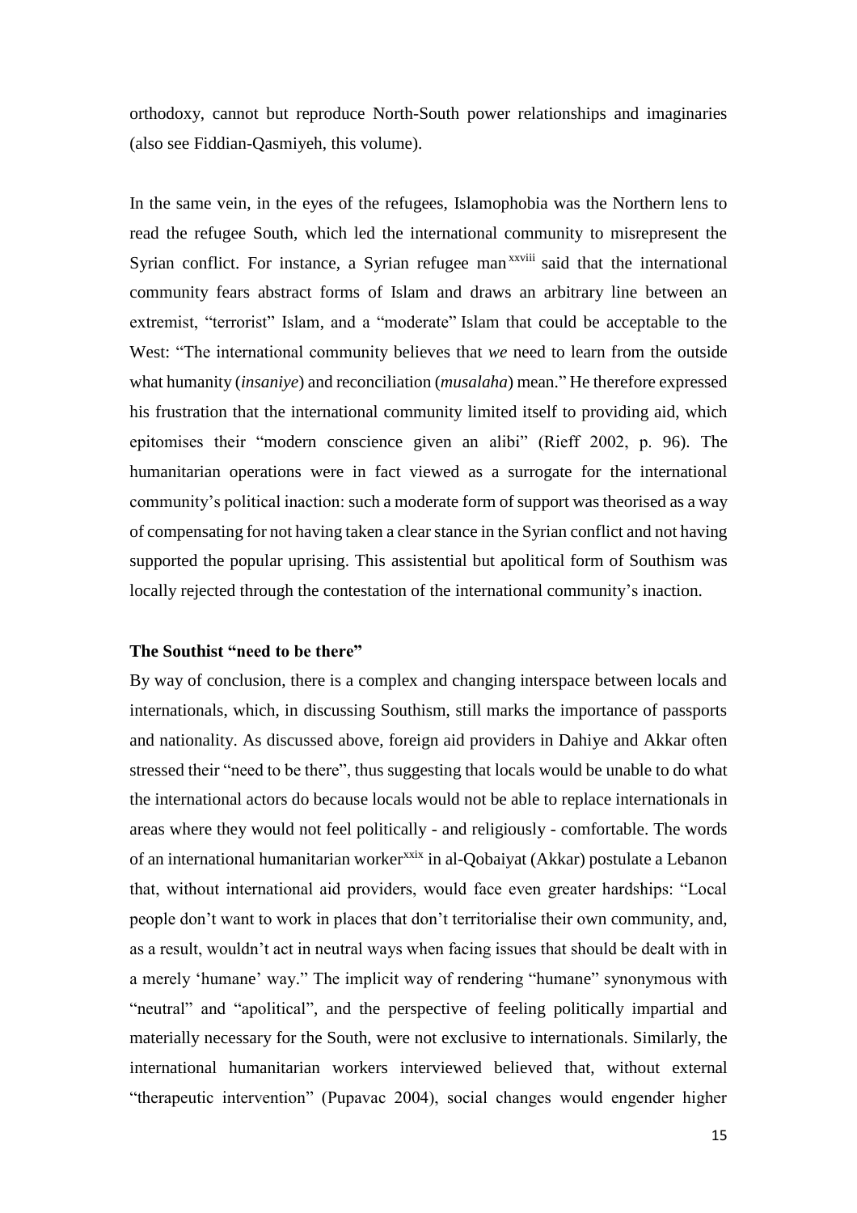orthodoxy, cannot but reproduce North-South power relationships and imaginaries (also see Fiddian-Qasmiyeh, this volume).

In the same vein, in the eyes of the refugees, Islamophobia was the Northern lens to read the refugee South, which led the international community to misrepresent the Syrian conflict. For instance, a Syrian refugee man[xxviii] said that the international community fears abstract forms of Islam and draws an arbitrary line between an extremist, "terrorist" Islam, and a "moderate" Islam that could be acceptable to the West: "The international community believes that *we* need to learn from the outside what humanity (*insaniye*) and reconciliation (*musalaha*) mean." He therefore expressed his frustration that the international community limited itself to providing aid, which epitomises their "modern conscience given an alibi" (Rieff 2002, p. 96). The humanitarian operations were in fact viewed as a surrogate for the international community's political inaction: such a moderate form of support was theorised as a way of compensating for not having taken a clear stance in the Syrian conflict and not having supported the popular uprising. This assistential but apolitical form of Southism was locally rejected through the contestation of the international community's inaction.

**The Southist "need to be there"**

By way of conclusion, there is a complex and changing interspace between locals and internationals, which, in discussing Southism, still marks the importance of passports and nationality. As discussed above, foreign aid providers in Dahiye and Akkar often stressed their "need to be there", thus suggesting that locals would be unable to do what the international actors do because locals would not be able to replace internationals in areas where they would not feel politically - and religiously - comfortable. The words of an international humanitarian worker[xxix] in al-Qobaiyat (Akkar) postulate a Lebanon that, without international aid providers, would face even greater hardships: "Local people don't want to work in places that don't territorialise their own community, and, as a result, wouldn't act in neutral ways when facing issues that should be dealt with in a merely 'humane' way." The implicit way of rendering "humane" synonymous with "neutral" and "apolitical", and the perspective of feeling politically impartial and materially necessary for the South, were not exclusive to internationals. Similarly, the international humanitarian workers interviewed believed that, without external "therapeutic intervention" (Pupavac 2004), social changes would engender higher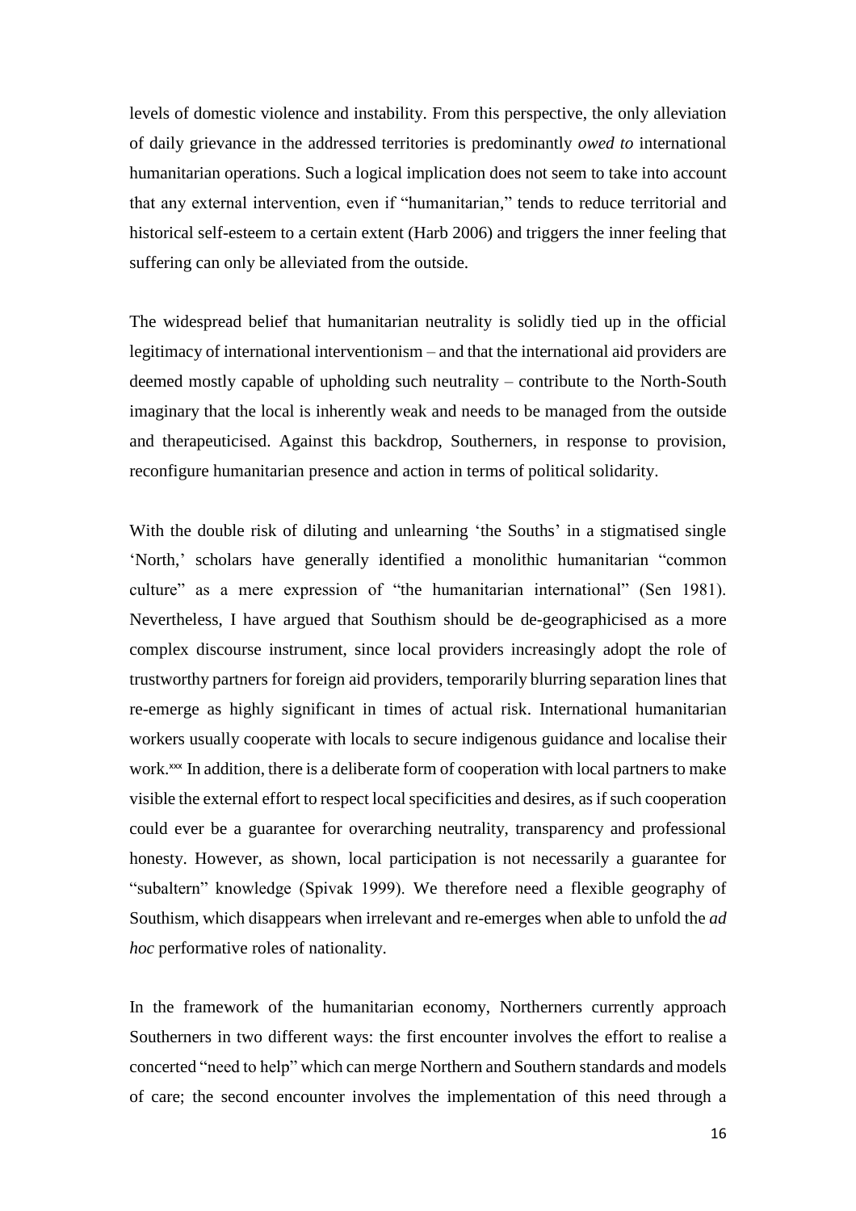levels of domestic violence and instability. From this perspective, the only alleviation of daily grievance in the addressed territories is predominantly *owed to* international humanitarian operations. Such a logical implication does not seem to take into account that any external intervention, even if "humanitarian," tends to reduce territorial and historical self-esteem to a certain extent (Harb 2006) and triggers the inner feeling that suffering can only be alleviated from the outside.

The widespread belief that humanitarian neutrality is solidly tied up in the official legitimacy of international interventionism – and that the international aid providers are deemed mostly capable of upholding such neutrality – contribute to the North-South imaginary that the local is inherently weak and needs to be managed from the outside and therapeuticised. Against this backdrop, Southerners, in response to provision, reconfigure humanitarian presence and action in terms of political solidarity.

With the double risk of diluting and unlearning 'the Souths' in a stigmatised single 'North,' scholars have generally identified a monolithic humanitarian "common culture" as a mere expression of "the humanitarian international" (Sen 1981). Nevertheless, I have argued that Southism should be de-geographicised as a more complex discourse instrument, since local providers increasingly adopt the role of trustworthy partners for foreign aid providers, temporarily blurring separation lines that re-emerge as highly significant in times of actual risk. International humanitarian workers usually cooperate with locals to secure indigenous guidance and localise their work.[xxx] In addition, there is a deliberate form of cooperation with local partners to make visible the external effort to respect local specificities and desires, as if such cooperation could ever be a guarantee for overarching neutrality, transparency and professional honesty. However, as shown, local participation is not necessarily a guarantee for "subaltern" knowledge (Spivak 1999). We therefore need a flexible geography of Southism, which disappears when irrelevant and re-emerges when able to unfold the *ad hoc* performative roles of nationality.

In the framework of the humanitarian economy, Northerners currently approach Southerners in two different ways: the first encounter involves the effort to realise a concerted "need to help" which can merge Northern and Southern standards and models of care; the second encounter involves the implementation of this need through a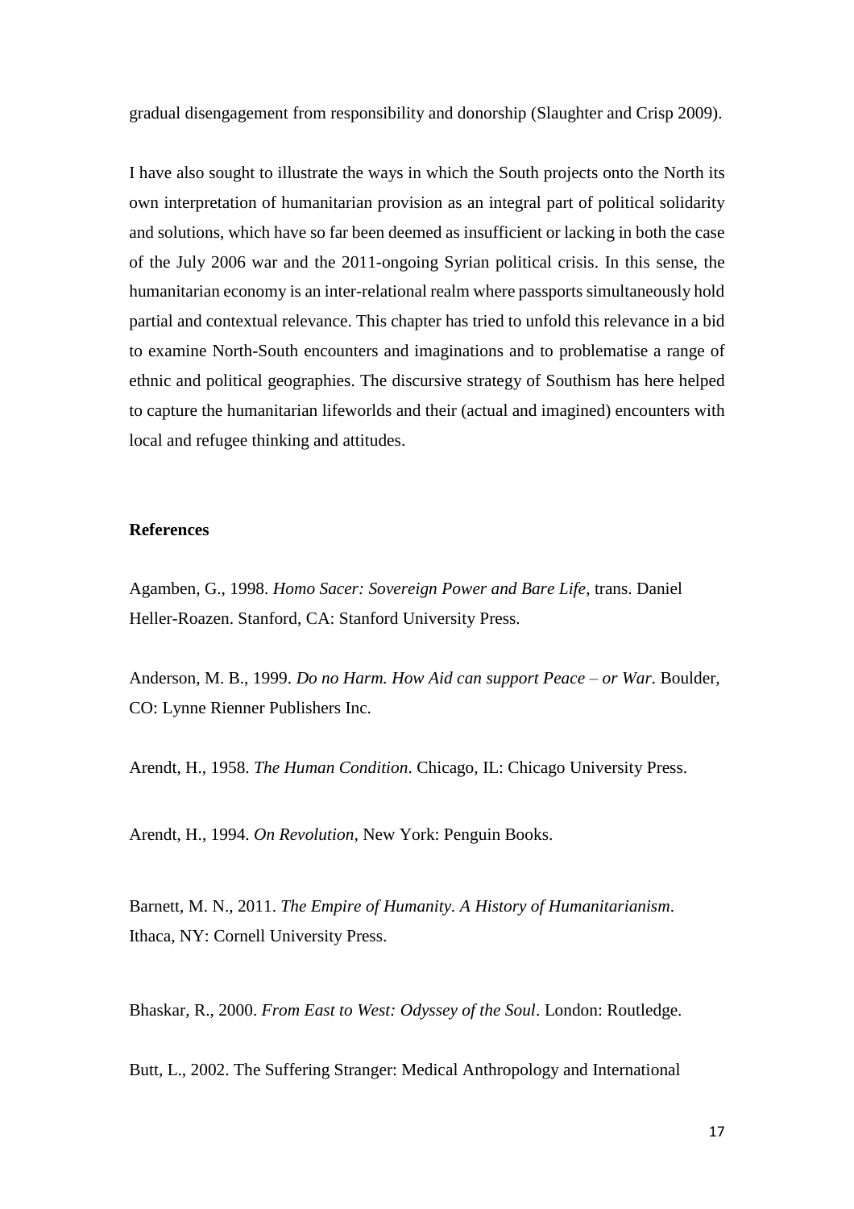gradual disengagement from responsibility and donorship (Slaughter and Crisp 2009).

I have also sought to illustrate the ways in which the South projects onto the North its own interpretation of humanitarian provision as an integral part of political solidarity and solutions, which have so far been deemed as insufficient or lacking in both the case of the July 2006 war and the 2011-ongoing Syrian political crisis. In this sense, the humanitarian economy is an inter-relational realm where passports simultaneously hold partial and contextual relevance. This chapter has tried to unfold this relevance in a bid to examine North-South encounters and imaginations and to problematise a range of ethnic and political geographies. The discursive strategy of Southism has here helped to capture the humanitarian lifeworlds and their (actual and imagined) encounters with local and refugee thinking and attitudes.

**References**

Agamben, G., 1998. *Homo Sacer: Sovereign Power and Bare Life*, trans. Daniel Heller-Roazen. Stanford, CA: Stanford University Press.

Anderson, M. B., 1999. *Do no Harm. How Aid can support Peace – or War*. Boulder, CO: Lynne Rienner Publishers Inc.

Arendt, H., 1958. *The Human Condition*. Chicago, IL: Chicago University Press.

Arendt, H., 1994. *On Revolution,* New York: Penguin Books.

Barnett, M. N., 2011. *The Empire of Humanity. A History of Humanitarianism*. Ithaca, NY: Cornell University Press.

Bhaskar, R., 2000. *From East to West: Odyssey of the Soul*. London: Routledge.

Butt, L., 2002. The Suffering Stranger: Medical Anthropology and International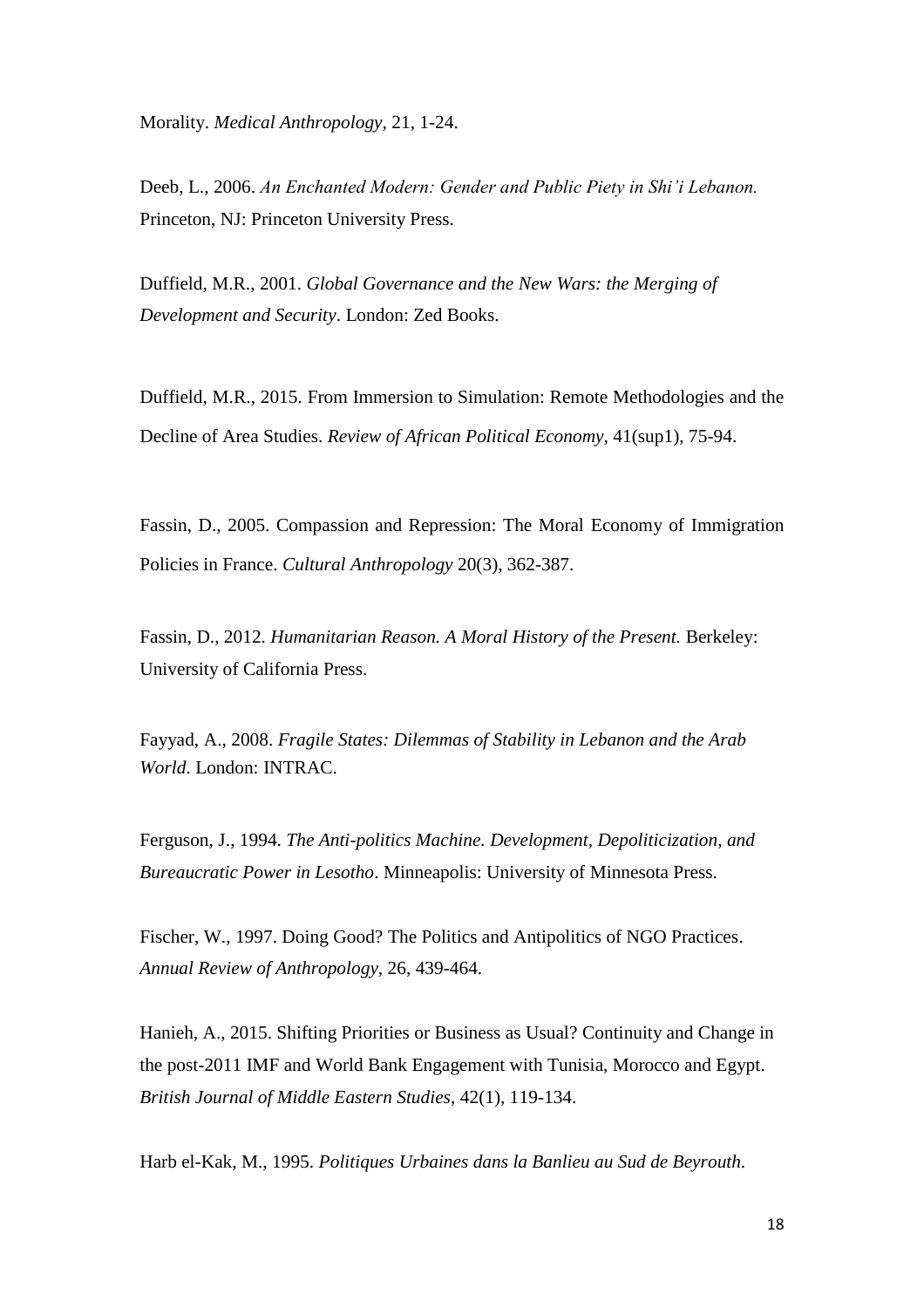Morality. *Medical Anthropology*, 21, 1-24.

Deeb, L., 2006. *An Enchanted Modern: Gender and Public Piety in Shi'i Lebanon.* Princeton, NJ: Princeton University Press.

Duffield, M.R., 2001. *Global Governance and the New Wars: the Merging of Development and Security*. London: Zed Books.

Duffield, M.R., 2015. From Immersion to Simulation: Remote Methodologies and the Decline of Area Studies. *Review of African Political Economy*, 41(sup1), 75-94.

Fassin, D., 2005. Compassion and Repression: The Moral Economy of Immigration Policies in France. *Cultural Anthropology* 20(3), 362-387.

Fassin, D., 2012. *Humanitarian Reason. A Moral History of the Present.* Berkeley: University of California Press.

Fayyad, A., 2008. *Fragile States: Dilemmas of Stability in Lebanon and the Arab World*. London: INTRAC.

Ferguson, J., 1994. *The Anti-politics Machine. Development, Depoliticization, and Bureaucratic Power in Lesotho*. Minneapolis: University of Minnesota Press.

Fischer, W., 1997. Doing Good? The Politics and Antipolitics of NGO Practices. *Annual Review of Anthropology*, 26, 439-464.

Hanieh, A., 2015. Shifting Priorities or Business as Usual? Continuity and Change in the post-2011 IMF and World Bank Engagement with Tunisia, Morocco and Egypt. *British Journal of Middle Eastern Studies*, 42(1), 119-134.

Harb el-Kak, M., 1995. *Politiques Urbaines dans la Banlieu au Sud de Beyrouth.*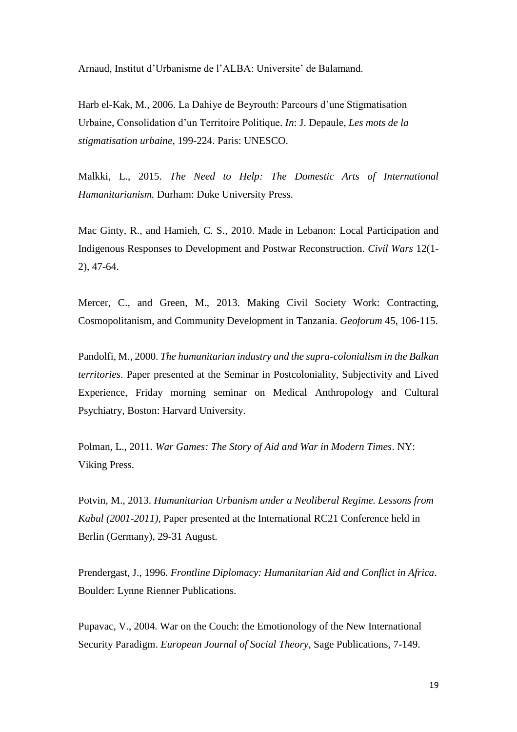Arnaud, Institut d'Urbanisme de l'ALBA: Universite' de Balamand.

Harb el-Kak, M., 2006. La Dahiye de Beyrouth: Parcours d'une Stigmatisation Urbaine, Consolidation d'un Territoire Politique. *In*: J. Depaule, *Les mots de la stigmatisation urbaine*, 199-224. Paris: UNESCO.

Malkki, L., 2015. *The Need to Help: The Domestic Arts of International Humanitarianism.* Durham: Duke University Press.

Mac Ginty, R., and Hamieh, C. S., 2010. Made in Lebanon: Local Participation and Indigenous Responses to Development and Postwar Reconstruction. *Civil Wars* 12(1-2), 47-64.

Mercer, C., and Green, M., 2013. Making Civil Society Work: Contracting, Cosmopolitanism, and Community Development in Tanzania. *Geoforum* 45, 106-115.

Pandolfi, M., 2000. *The humanitarian industry and the supra-colonialism in the Balkan territories*. Paper presented at the Seminar in Postcoloniality, Subjectivity and Lived Experience, Friday morning seminar on Medical Anthropology and Cultural Psychiatry, Boston: Harvard University.

Polman, L., 2011. *War Games: The Story of Aid and War in Modern Times*. NY: Viking Press.

Potvin, M., 2013. *Humanitarian Urbanism under a Neoliberal Regime. Lessons from Kabul (2001-2011)*, Paper presented at the International RC21 Conference held in Berlin (Germany), 29-31 August.

Prendergast, J., 1996. *Frontline Diplomacy: Humanitarian Aid and Conflict in Africa*. Boulder: Lynne Rienner Publications.

Pupavac, V., 2004. War on the Couch: the Emotionology of the New International Security Paradigm. *European Journal of Social Theory*, Sage Publications, 7-149.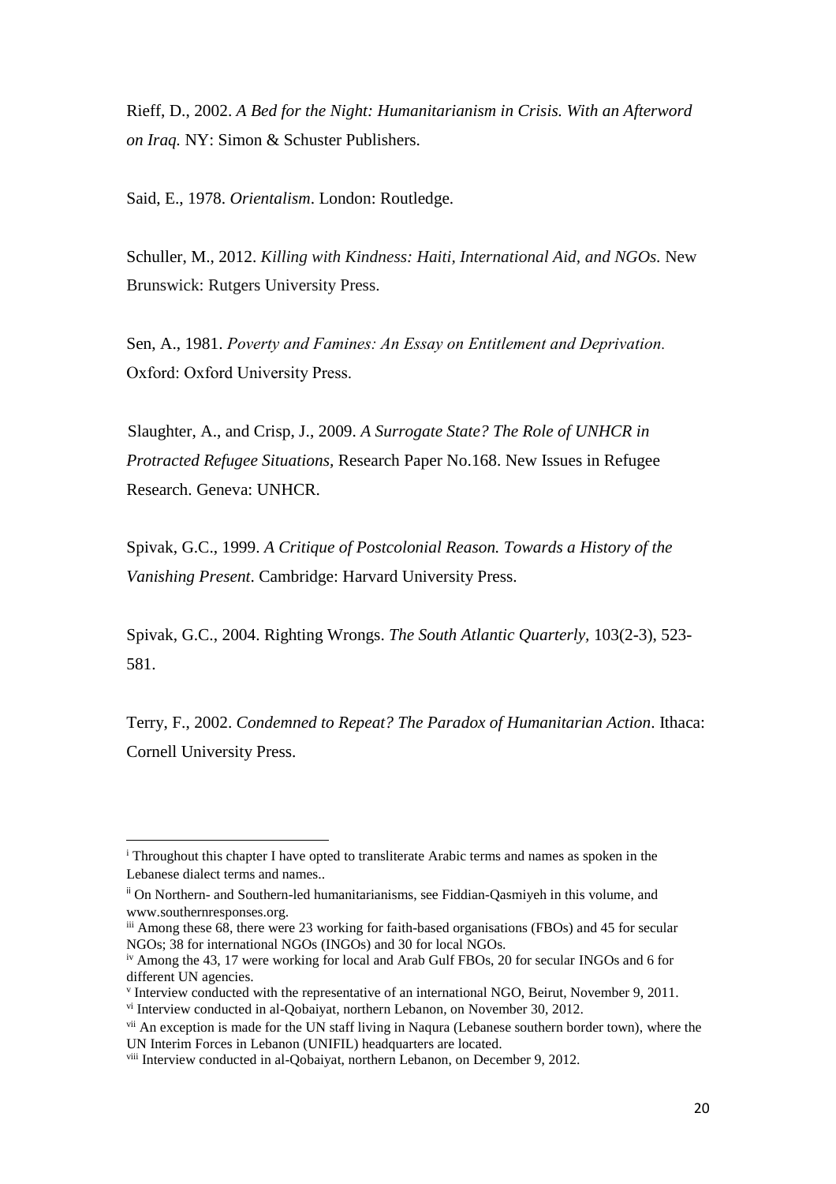Rieff, D., 2002. *A Bed for the Night: Humanitarianism in Crisis. With an Afterword on Iraq.* NY: Simon & Schuster Publishers.

Said, E., 1978. *Orientalism*. London: Routledge.

Schuller, M., 2012. *Killing with Kindness: Haiti, International Aid, and NGOs.* New Brunswick: Rutgers University Press.

Sen, A., 1981. *Poverty and Famines: An Essay on Entitlement and Deprivation.* Oxford: Oxford University Press.

Slaughter, A., and Crisp, J., 2009. *A Surrogate State? The Role of UNHCR in Protracted Refugee Situations*, Research Paper No.168. New Issues in Refugee Research. Geneva: UNHCR.

Spivak, G.C., 1999. *A Critique of Postcolonial Reason. Towards a History of the Vanishing Present*. Cambridge: Harvard University Press.

Spivak, G.C., 2004. Righting Wrongs. *The South Atlantic Quarterly*, 103(2-3), 523-581.

Terry, F., 2002. *Condemned to Repeat? The Paradox of Humanitarian Action*. Ithaca: Cornell University Press.

---

[i] Throughout this chapter I have opted to transliterate Arabic terms and names as spoken in the Lebanese dialect terms and names..

[ii] On Northern- and Southern-led humanitarianisms, see Fiddian-Qasmiyeh in this volume, and www.southernresponses.org.

[iii] Among these 68, there were 23 working for faith-based organisations (FBOs) and 45 for secular NGOs; 38 for international NGOs (INGOs) and 30 for local NGOs.

[iv] Among the 43, 17 were working for local and Arab Gulf FBOs, 20 for secular INGOs and 6 for different UN agencies.

[v] Interview conducted with the representative of an international NGO, Beirut, November 9, 2011.

[vi] Interview conducted in al-Qobaiyat, northern Lebanon, on November 30, 2012.

[vii] An exception is made for the UN staff living in Naqura (Lebanese southern border town), where the UN Interim Forces in Lebanon (UNIFIL) headquarters are located.

[viii] Interview conducted in al-Qobaiyat, northern Lebanon, on December 9, 2012.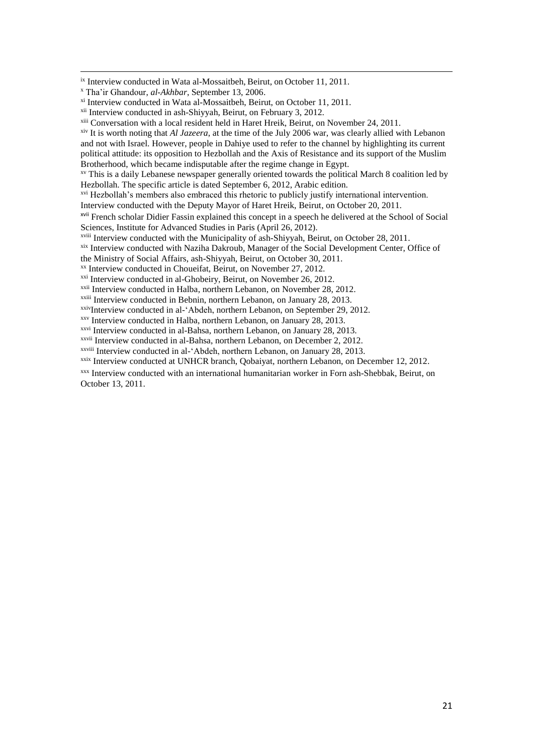[ix] Interview conducted in Wata al-Mossaitbeh, Beirut, on October 11, 2011.

[x] Tha'ir Ghandour, *al-Akhbar*, September 13, 2006.

[xi] Interview conducted in Wata al-Mossaitbeh, Beirut, on October 11, 2011.

[xii] Interview conducted in ash-Shiyyah, Beirut, on February 3, 2012.

[xiii] Conversation with a local resident held in Haret Hreik, Beirut, on November 24, 2011.

[xiv] It is worth noting that *Al Jazeera*, at the time of the July 2006 war, was clearly allied with Lebanon and not with Israel. However, people in Dahiye used to refer to the channel by highlighting its current political attitude: its opposition to Hezbollah and the Axis of Resistance and its support of the Muslim Brotherhood, which became indisputable after the regime change in Egypt.

[xv] This is a daily Lebanese newspaper generally oriented towards the political March 8 coalition led by Hezbollah. The specific article is dated September 6, 2012, Arabic edition.

[xvi] Hezbollah's members also embraced this rhetoric to publicly justify international intervention. Interview conducted with the Deputy Mayor of Haret Hreik, Beirut, on October 20, 2011.

[xvii] French scholar Didier Fassin explained this concept in a speech he delivered at the School of Social Sciences, Institute for Advanced Studies in Paris (April 26, 2012).

[xviii] Interview conducted with the Municipality of ash-Shiyyah, Beirut, on October 28, 2011.

[xix] Interview conducted with Naziha Dakroub, Manager of the Social Development Center, Office of the Ministry of Social Affairs, ash-Shiyyah, Beirut, on October 30, 2011.

[xx] Interview conducted in Choueifat, Beirut, on November 27, 2012.

[xxi] Interview conducted in al-Ghobeiry, Beirut, on November 26, 2012.

[xxii] Interview conducted in Halba, northern Lebanon, on November 28, 2012.

[xxiii] Interview conducted in Bebnin, northern Lebanon, on January 28, 2013.

[xxiv] Interview conducted in al-'Abdeh, northern Lebanon, on September 29, 2012.

[xxv] Interview conducted in Halba, northern Lebanon, on January 28, 2013.

[xxvi] Interview conducted in al-Bahsa, northern Lebanon, on January 28, 2013.

[xxvii] Interview conducted in al-Bahsa, northern Lebanon, on December 2, 2012.

[xxviii] Interview conducted in al-'Abdeh, northern Lebanon, on January 28, 2013.

[xxix] Interview conducted at UNHCR branch, Qobaiyat, northern Lebanon, on December 12, 2012.

[xxx] Interview conducted with an international humanitarian worker in Forn ash-Shebbak, Beirut, on October 13, 2011.